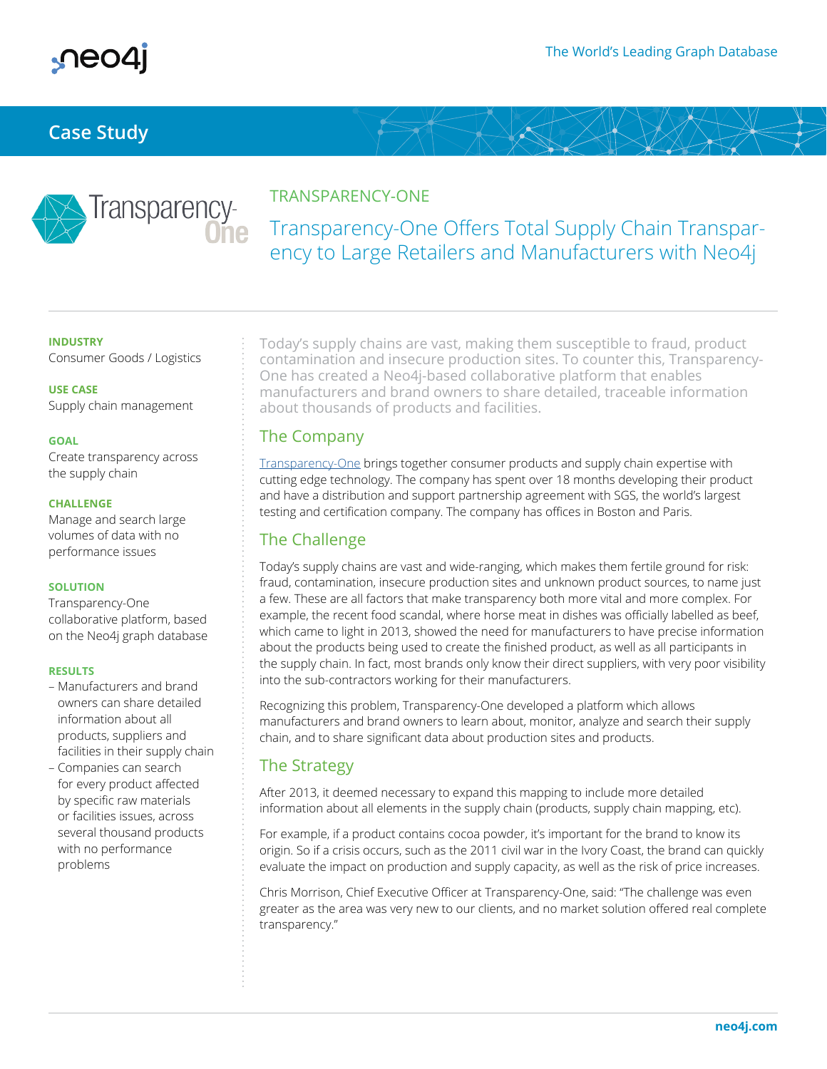# Case Study

## TRANSPARENCY-ONE

# Transparency-One Offers Total Supply Chain Transparency to Large Retailers and Manufacturers with Neo4j

**INDUSTRY**
Consumer Goods / Logistics

**USE CASE**
Supply chain management

**GOAL**
Create transparency across the supply chain

**CHALLENGE**
Manage and search large volumes of data with no performance issues

**SOLUTION**
Transparency-One collaborative platform, based on the Neo4j graph database

**RESULTS**

- Manufacturers and brand owners can share detailed information about all products, suppliers and facilities in their supply chain
- Companies can search for every product affected by specific raw materials or facilities issues, across several thousand products with no performance problems

Today's supply chains are vast, making them susceptible to fraud, product contamination and insecure production sites. To counter this, Transparency-One has created a Neo4j-based collaborative platform that enables manufacturers and brand owners to share detailed, traceable information about thousands of products and facilities.

## The Company

Transparency-One brings together consumer products and supply chain expertise with cutting edge technology. The company has spent over 18 months developing their product and have a distribution and support partnership agreement with SGS, the world's largest testing and certification company. The company has offices in Boston and Paris.

## The Challenge

Today's supply chains are vast and wide-ranging, which makes them fertile ground for risk: fraud, contamination, insecure production sites and unknown product sources, to name just a few. These are all factors that make transparency both more vital and more complex. For example, the recent food scandal, where horse meat in dishes was officially labelled as beef, which came to light in 2013, showed the need for manufacturers to have precise information about the products being used to create the finished product, as well as all participants in the supply chain. In fact, most brands only know their direct suppliers, with very poor visibility into the sub-contractors working for their manufacturers.

Recognizing this problem, Transparency-One developed a platform which allows manufacturers and brand owners to learn about, monitor, analyze and search their supply chain, and to share significant data about production sites and products.

## The Strategy

After 2013, it deemed necessary to expand this mapping to include more detailed information about all elements in the supply chain (products, supply chain mapping, etc).

For example, if a product contains cocoa powder, it's important for the brand to know its origin. So if a crisis occurs, such as the 2011 civil war in the Ivory Coast, the brand can quickly evaluate the impact on production and supply capacity, as well as the risk of price increases.

Chris Morrison, Chief Executive Officer at Transparency-One, said: "The challenge was even greater as the area was very new to our clients, and no market solution offered real complete transparency."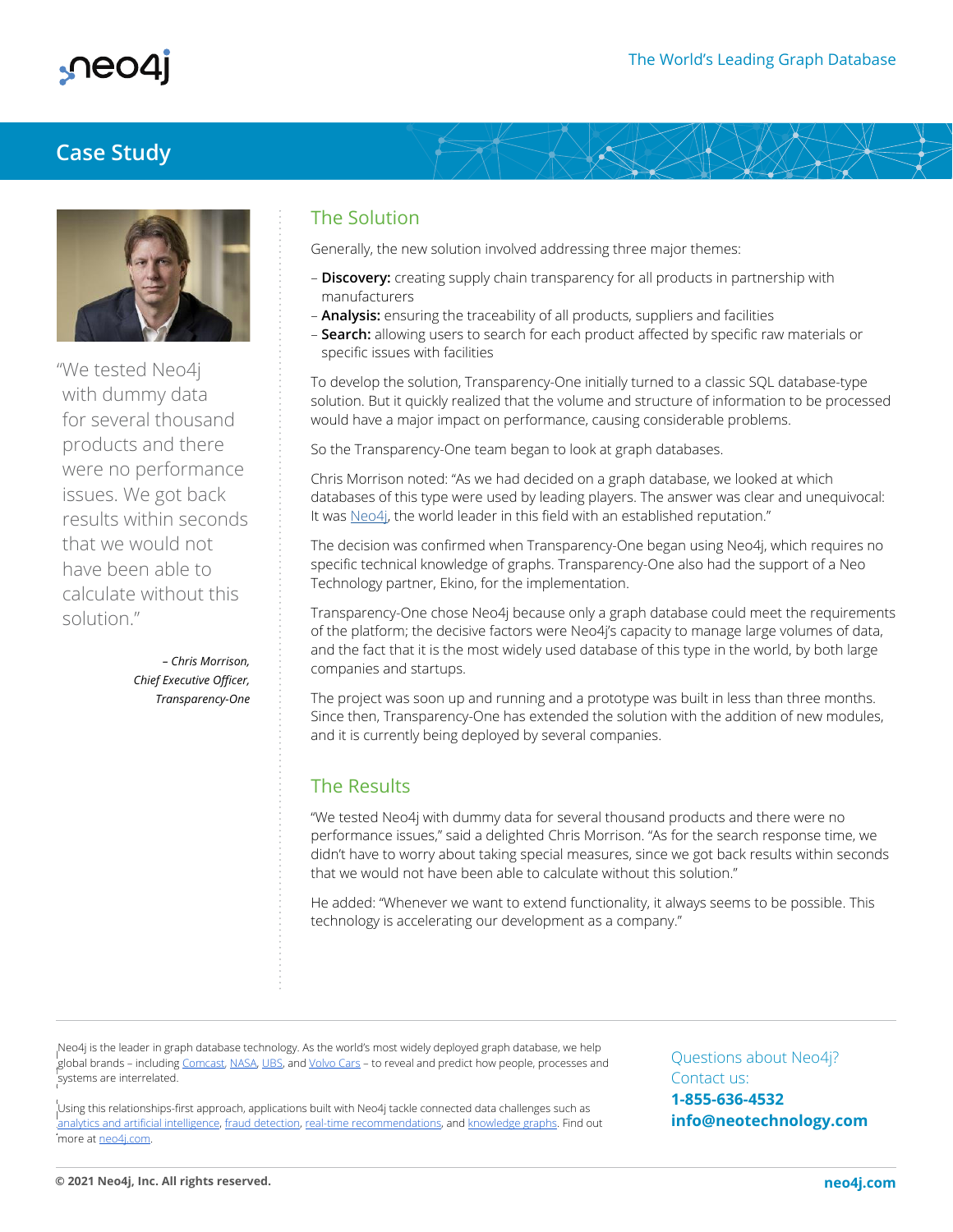# Case Study

"We tested Neo4j with dummy data for several thousand products and there were no performance issues. We got back results within seconds that we would not have been able to calculate without this solution."

*– Chris Morrison, Chief Executive Officer, Transparency-One*

## The Solution

Generally, the new solution involved addressing three major themes:

- **Discovery:** creating supply chain transparency for all products in partnership with manufacturers
- **Analysis:** ensuring the traceability of all products, suppliers and facilities
- **Search:** allowing users to search for each product affected by specific raw materials or specific issues with facilities

To develop the solution, Transparency-One initially turned to a classic SQL database-type solution. But it quickly realized that the volume and structure of information to be processed would have a major impact on performance, causing considerable problems.

So the Transparency-One team began to look at graph databases.

Chris Morrison noted: "As we had decided on a graph database, we looked at which databases of this type were used by leading players. The answer was clear and unequivocal: It was Neo4j, the world leader in this field with an established reputation."

The decision was confirmed when Transparency-One began using Neo4j, which requires no specific technical knowledge of graphs. Transparency-One also had the support of a Neo Technology partner, Ekino, for the implementation.

Transparency-One chose Neo4j because only a graph database could meet the requirements of the platform; the decisive factors were Neo4j's capacity to manage large volumes of data, and the fact that it is the most widely used database of this type in the world, by both large companies and startups.

The project was soon up and running and a prototype was built in less than three months. Since then, Transparency-One has extended the solution with the addition of new modules, and it is currently being deployed by several companies.

## The Results

"We tested Neo4j with dummy data for several thousand products and there were no performance issues," said a delighted Chris Morrison. "As for the search response time, we didn't have to worry about taking special measures, since we got back results within seconds that we would not have been able to calculate without this solution."

He added: "Whenever we want to extend functionality, it always seems to be possible. This technology is accelerating our development as a company."

---

Neo4j is the leader in graph database technology. As the world's most widely deployed graph database, we help global brands – including Comcast, NASA, UBS, and Volvo Cars – to reveal and predict how people, processes and systems are interrelated.

Using this relationships-first approach, applications built with Neo4j tackle connected data challenges such as analytics and artificial intelligence, fraud detection, real-time recommendations, and knowledge graphs. Find out more at neo4j.com.

Questions about Neo4j?
Contact us:
**1-855-636-4532**
**info@neotechnology.com**

**© 2021 Neo4j, Inc. All rights reserved.**

**neo4j.com**